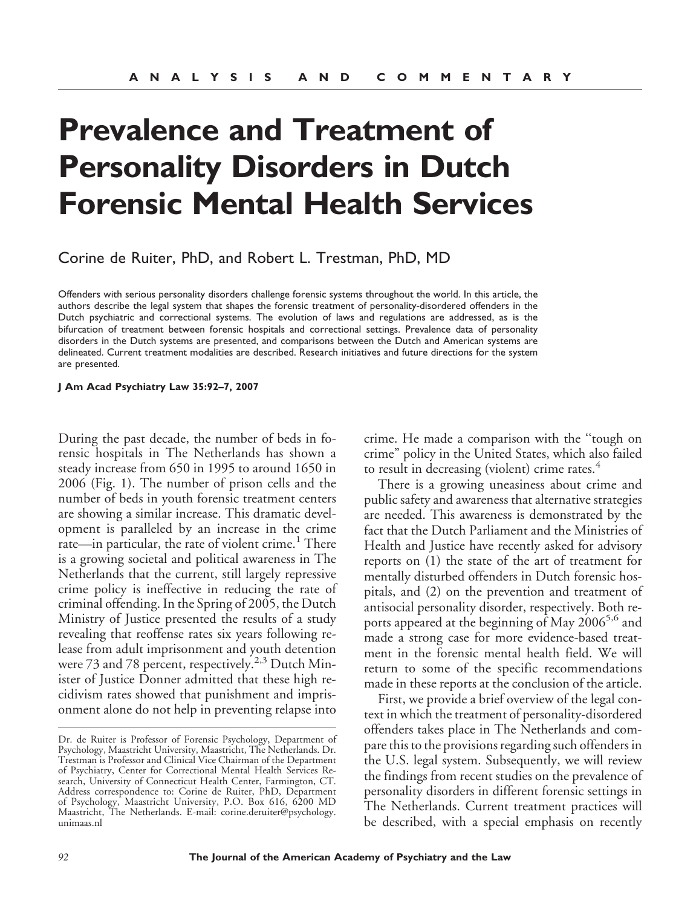ANALYSIS AND COMMENTARY

# Prevalence and Treatment of Personality Disorders in Dutch Forensic Mental Health Services

Corine de Ruiter, PhD, and Robert L. Trestman, PhD, MD

Offenders with serious personality disorders challenge forensic systems throughout the world. In this article, the authors describe the legal system that shapes the forensic treatment of personality-disordered offenders in the Dutch psychiatric and correctional systems. The evolution of laws and regulations are addressed, as is the bifurcation of treatment between forensic hospitals and correctional settings. Prevalence data of personality disorders in the Dutch systems are presented, and comparisons between the Dutch and American systems are delineated. Current treatment modalities are described. Research initiatives and future directions for the system are presented.

**J Am Acad Psychiatry Law 35:92–7, 2007**

During the past decade, the number of beds in forensic hospitals in The Netherlands has shown a steady increase from 650 in 1995 to around 1650 in 2006 (Fig. 1). The number of prison cells and the number of beds in youth forensic treatment centers are showing a similar increase. This dramatic development is paralleled by an increase in the crime rate—in particular, the rate of violent crime.[1] There is a growing societal and political awareness in The Netherlands that the current, still largely repressive crime policy is ineffective in reducing the rate of criminal offending. In the Spring of 2005, the Dutch Ministry of Justice presented the results of a study revealing that reoffense rates six years following release from adult imprisonment and youth detention were 73 and 78 percent, respectively.[2,3] Dutch Minister of Justice Donner admitted that these high recidivism rates showed that punishment and imprisonment alone do not help in preventing relapse into crime. He made a comparison with the "tough on crime" policy in the United States, which also failed to result in decreasing (violent) crime rates.[4]

There is a growing uneasiness about crime and public safety and awareness that alternative strategies are needed. This awareness is demonstrated by the fact that the Dutch Parliament and the Ministries of Health and Justice have recently asked for advisory reports on (1) the state of the art of treatment for mentally disturbed offenders in Dutch forensic hospitals, and (2) on the prevention and treatment of antisocial personality disorder, respectively. Both reports appeared at the beginning of May 2006[5,6] and made a strong case for more evidence-based treatment in the forensic mental health field. We will return to some of the specific recommendations made in these reports at the conclusion of the article.

First, we provide a brief overview of the legal context in which the treatment of personality-disordered offenders takes place in The Netherlands and compare this to the provisions regarding such offenders in the U.S. legal system. Subsequently, we will review the findings from recent studies on the prevalence of personality disorders in different forensic settings in The Netherlands. Current treatment practices will be described, with a special emphasis on recently

Dr. de Ruiter is Professor of Forensic Psychology, Department of Psychology, Maastricht University, Maastricht, The Netherlands. Dr. Trestman is Professor and Clinical Vice Chairman of the Department of Psychiatry, Center for Correctional Mental Health Services Research, University of Connecticut Health Center, Farmington, CT. Address correspondence to: Corine de Ruiter, PhD, Department of Psychology, Maastricht University, P.O. Box 616, 6200 MD Maastricht, The Netherlands. E-mail: corine.deruiter@psychology.unimaas.nl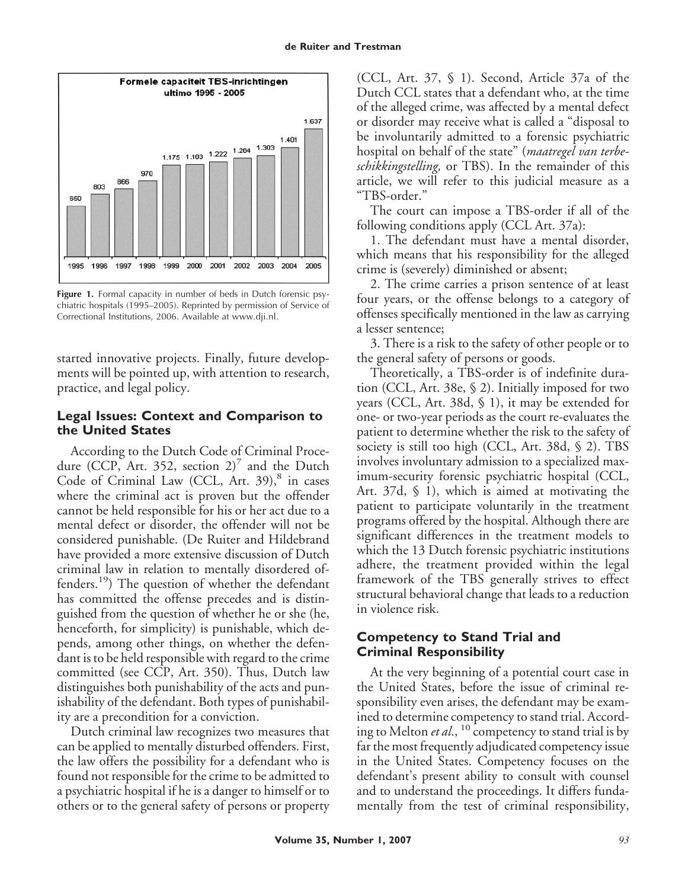**Figure 1.** Formal capacity in number of beds in Dutch forensic psychiatric hospitals (1995–2005). Reprinted by permission of Service of Correctional Institutions, 2006. Available at www.dji.nl.

started innovative projects. Finally, future developments will be pointed up, with attention to research, practice, and legal policy.

## Legal Issues: Context and Comparison to the United States

According to the Dutch Code of Criminal Procedure (CCP, Art. 352, section 2)[7] and the Dutch Code of Criminal Law (CCL, Art. 39),[8] in cases where the criminal act is proven but the offender cannot be held responsible for his or her act due to a mental defect or disorder, the offender will not be considered punishable. (De Ruiter and Hildebrand have provided a more extensive discussion of Dutch criminal law in relation to mentally disordered offenders.[19]) The question of whether the defendant has committed the offense precedes and is distinguished from the question of whether he or she (he, henceforth, for simplicity) is punishable, which depends, among other things, on whether the defendant is to be held responsible with regard to the crime committed (see CCP, Art. 350). Thus, Dutch law distinguishes both punishability of the acts and punishability of the defendant. Both types of punishability are a precondition for a conviction.

Dutch criminal law recognizes two measures that can be applied to mentally disturbed offenders. First, the law offers the possibility for a defendant who is found not responsible for the crime to be admitted to a psychiatric hospital if he is a danger to himself or to others or to the general safety of persons or property (CCL, Art. 37, § 1). Second, Article 37a of the Dutch CCL states that a defendant who, at the time of the alleged crime, was affected by a mental defect or disorder may receive what is called a "disposal to be involuntarily admitted to a forensic psychiatric hospital on behalf of the state" (*maatregel van terbeschikkingstelling,* or TBS). In the remainder of this article, we will refer to this judicial measure as a "TBS-order."

The court can impose a TBS-order if all of the following conditions apply (CCL Art. 37a):

1. The defendant must have a mental disorder, which means that his responsibility for the alleged crime is (severely) diminished or absent;

2. The crime carries a prison sentence of at least four years, or the offense belongs to a category of offenses specifically mentioned in the law as carrying a lesser sentence;

3. There is a risk to the safety of other people or to the general safety of persons or goods.

Theoretically, a TBS-order is of indefinite duration (CCL, Art. 38e, § 2). Initially imposed for two years (CCL, Art. 38d, § 1), it may be extended for one- or two-year periods as the court re-evaluates the patient to determine whether the risk to the safety of society is still too high (CCL, Art. 38d, § 2). TBS involves involuntary admission to a specialized maximum-security forensic psychiatric hospital (CCL, Art. 37d, § 1), which is aimed at motivating the patient to participate voluntarily in the treatment programs offered by the hospital. Although there are significant differences in the treatment models to which the 13 Dutch forensic psychiatric institutions adhere, the treatment provided within the legal framework of the TBS generally strives to effect structural behavioral change that leads to a reduction in violence risk.

## Competency to Stand Trial and Criminal Responsibility

At the very beginning of a potential court case in the United States, before the issue of criminal responsibility even arises, the defendant may be examined to determine competency to stand trial. According to Melton *et al.*,[10] competency to stand trial is by far the most frequently adjudicated competency issue in the United States. Competency focuses on the defendant's present ability to consult with counsel and to understand the proceedings. It differs fundamentally from the test of criminal responsibility,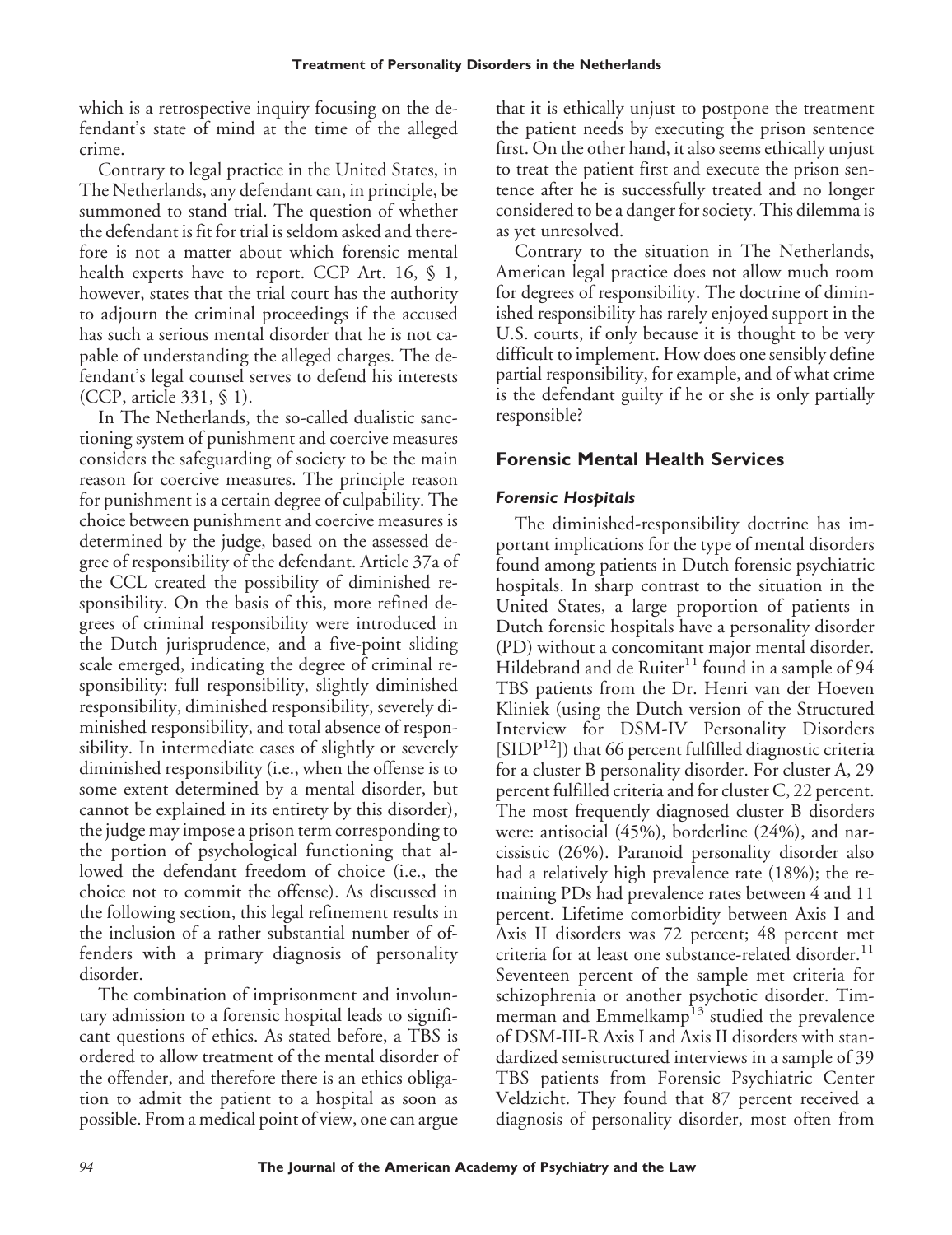which is a retrospective inquiry focusing on the defendant's state of mind at the time of the alleged crime.

Contrary to legal practice in the United States, in The Netherlands, any defendant can, in principle, be summoned to stand trial. The question of whether the defendant is fit for trial is seldom asked and therefore is not a matter about which forensic mental health experts have to report. CCP Art. 16, § 1, however, states that the trial court has the authority to adjourn the criminal proceedings if the accused has such a serious mental disorder that he is not capable of understanding the alleged charges. The defendant's legal counsel serves to defend his interests (CCP, article 331, § 1).

In The Netherlands, the so-called dualistic sanctioning system of punishment and coercive measures considers the safeguarding of society to be the main reason for coercive measures. The principle reason for punishment is a certain degree of culpability. The choice between punishment and coercive measures is determined by the judge, based on the assessed degree of responsibility of the defendant. Article 37a of the CCL created the possibility of diminished responsibility. On the basis of this, more refined degrees of criminal responsibility were introduced in the Dutch jurisprudence, and a five-point sliding scale emerged, indicating the degree of criminal responsibility: full responsibility, slightly diminished responsibility, diminished responsibility, severely diminished responsibility, and total absence of responsibility. In intermediate cases of slightly or severely diminished responsibility (i.e., when the offense is to some extent determined by a mental disorder, but cannot be explained in its entirety by this disorder), the judge may impose a prison term corresponding to the portion of psychological functioning that allowed the defendant freedom of choice (i.e., the choice not to commit the offense). As discussed in the following section, this legal refinement results in the inclusion of a rather substantial number of offenders with a primary diagnosis of personality disorder.

The combination of imprisonment and involuntary admission to a forensic hospital leads to significant questions of ethics. As stated before, a TBS is ordered to allow treatment of the mental disorder of the offender, and therefore there is an ethics obligation to admit the patient to a hospital as soon as possible. From a medical point of view, one can argue that it is ethically unjust to postpone the treatment the patient needs by executing the prison sentence first. On the other hand, it also seems ethically unjust to treat the patient first and execute the prison sentence after he is successfully treated and no longer considered to be a danger for society. This dilemma is as yet unresolved.

Contrary to the situation in The Netherlands, American legal practice does not allow much room for degrees of responsibility. The doctrine of diminished responsibility has rarely enjoyed support in the U.S. courts, if only because it is thought to be very difficult to implement. How does one sensibly define partial responsibility, for example, and of what crime is the defendant guilty if he or she is only partially responsible?

## Forensic Mental Health Services

### *Forensic Hospitals*

The diminished-responsibility doctrine has important implications for the type of mental disorders found among patients in Dutch forensic psychiatric hospitals. In sharp contrast to the situation in the United States, a large proportion of patients in Dutch forensic hospitals have a personality disorder (PD) without a concomitant major mental disorder. Hildebrand and de Ruiter[11] found in a sample of 94 TBS patients from the Dr. Henri van der Hoeven Kliniek (using the Dutch version of the Structured Interview for DSM-IV Personality Disorders [SIDP[12]]) that 66 percent fulfilled diagnostic criteria for a cluster B personality disorder. For cluster A, 29 percent fulfilled criteria and for cluster C, 22 percent. The most frequently diagnosed cluster B disorders were: antisocial (45%), borderline (24%), and narcissistic (26%). Paranoid personality disorder also had a relatively high prevalence rate (18%); the remaining PDs had prevalence rates between 4 and 11 percent. Lifetime comorbidity between Axis I and Axis II disorders was 72 percent; 48 percent met criteria for at least one substance-related disorder.[11] Seventeen percent of the sample met criteria for schizophrenia or another psychotic disorder. Timmerman and Emmelkamp[13] studied the prevalence of DSM-III-R Axis I and Axis II disorders with standardized semistructured interviews in a sample of 39 TBS patients from Forensic Psychiatric Center Veldzicht. They found that 87 percent received a diagnosis of personality disorder, most often from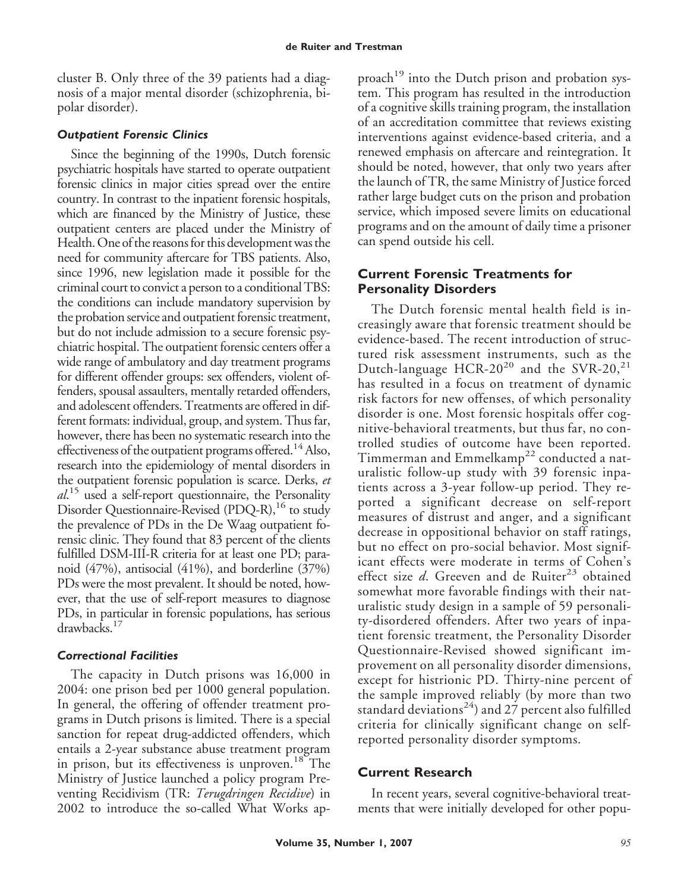cluster B. Only three of the 39 patients had a diagnosis of a major mental disorder (schizophrenia, bipolar disorder).

### *Outpatient Forensic Clinics*

Since the beginning of the 1990s, Dutch forensic psychiatric hospitals have started to operate outpatient forensic clinics in major cities spread over the entire country. In contrast to the inpatient forensic hospitals, which are financed by the Ministry of Justice, these outpatient centers are placed under the Ministry of Health. One of the reasons for this development was the need for community aftercare for TBS patients. Also, since 1996, new legislation made it possible for the criminal court to convict a person to a conditional TBS: the conditions can include mandatory supervision by the probation service and outpatient forensic treatment, but do not include admission to a secure forensic psychiatric hospital. The outpatient forensic centers offer a wide range of ambulatory and day treatment programs for different offender groups: sex offenders, violent offenders, spousal assaulters, mentally retarded offenders, and adolescent offenders. Treatments are offered in different formats: individual, group, and system. Thus far, however, there has been no systematic research into the effectiveness of the outpatient programs offered.[14] Also, research into the epidemiology of mental disorders in the outpatient forensic population is scarce. Derks, *et al.*[15] used a self-report questionnaire, the Personality Disorder Questionnaire-Revised (PDQ-R),[16] to study the prevalence of PDs in the De Waag outpatient forensic clinic. They found that 83 percent of the clients fulfilled DSM-III-R criteria for at least one PD; paranoid (47%), antisocial (41%), and borderline (37%) PDs were the most prevalent. It should be noted, however, that the use of self-report measures to diagnose PDs, in particular in forensic populations, has serious drawbacks.[17]

### *Correctional Facilities*

The capacity in Dutch prisons was 16,000 in 2004: one prison bed per 1000 general population. In general, the offering of offender treatment programs in Dutch prisons is limited. There is a special sanction for repeat drug-addicted offenders, which entails a 2-year substance abuse treatment program in prison, but its effectiveness is unproven.[18] The Ministry of Justice launched a policy program Preventing Recidivism (TR: *Terugdringen Recidive*) in 2002 to introduce the so-called What Works approach[19] into the Dutch prison and probation system. This program has resulted in the introduction of a cognitive skills training program, the installation of an accreditation committee that reviews existing interventions against evidence-based criteria, and a renewed emphasis on aftercare and reintegration. It should be noted, however, that only two years after the launch of TR, the same Ministry of Justice forced rather large budget cuts on the prison and probation service, which imposed severe limits on educational programs and on the amount of daily time a prisoner can spend outside his cell.

## Current Forensic Treatments for Personality Disorders

The Dutch forensic mental health field is increasingly aware that forensic treatment should be evidence-based. The recent introduction of structured risk assessment instruments, such as the Dutch-language HCR-20[20] and the SVR-20,[21] has resulted in a focus on treatment of dynamic risk factors for new offenses, of which personality disorder is one. Most forensic hospitals offer cognitive-behavioral treatments, but thus far, no controlled studies of outcome have been reported. Timmerman and Emmelkamp[22] conducted a naturalistic follow-up study with 39 forensic inpatients across a 3-year follow-up period. They reported a significant decrease on self-report measures of distrust and anger, and a significant decrease in oppositional behavior on staff ratings, but no effect on pro-social behavior. Most significant effects were moderate in terms of Cohen's effect size *d*. Greeven and de Ruiter[23] obtained somewhat more favorable findings with their naturalistic study design in a sample of 59 personality-disordered offenders. After two years of inpatient forensic treatment, the Personality Disorder Questionnaire-Revised showed significant improvement on all personality disorder dimensions, except for histrionic PD. Thirty-nine percent of the sample improved reliably (by more than two standard deviations[24]) and 27 percent also fulfilled criteria for clinically significant change on self-reported personality disorder symptoms.

## Current Research

In recent years, several cognitive-behavioral treatments that were initially developed for other popu-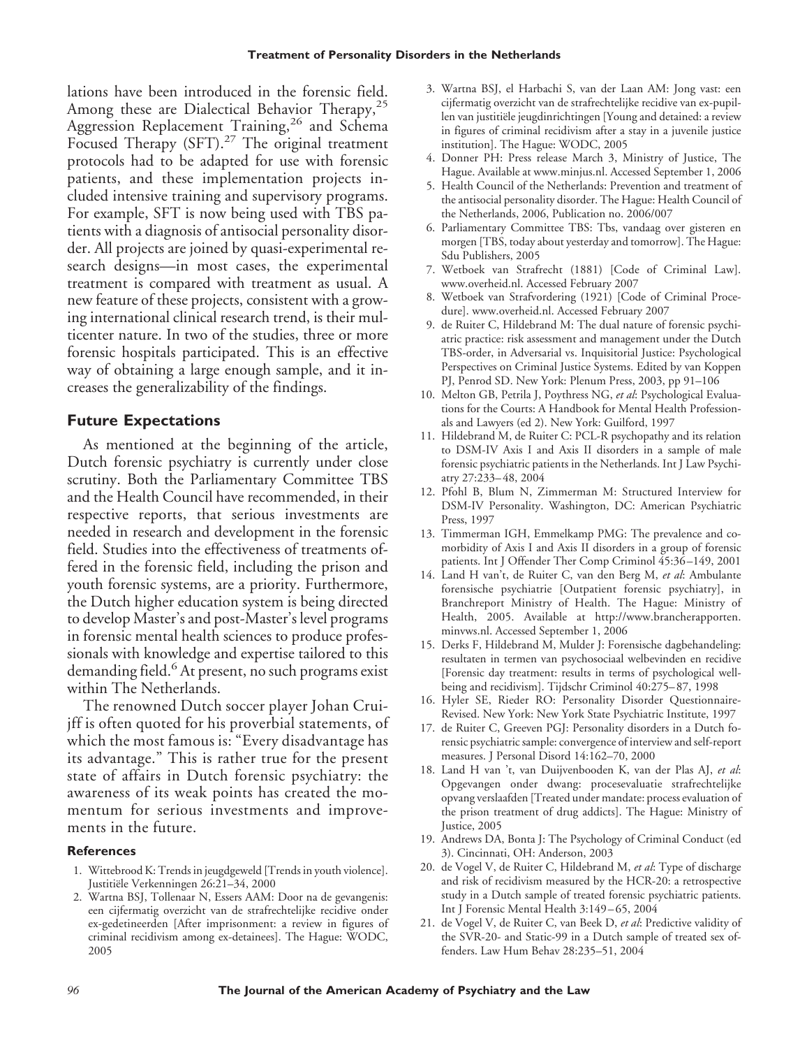lations have been introduced in the forensic field. Among these are Dialectical Behavior Therapy,[25] Aggression Replacement Training,[26] and Schema Focused Therapy (SFT).[27] The original treatment protocols had to be adapted for use with forensic patients, and these implementation projects included intensive training and supervisory programs. For example, SFT is now being used with TBS patients with a diagnosis of antisocial personality disorder. All projects are joined by quasi-experimental research designs—in most cases, the experimental treatment is compared with treatment as usual. A new feature of these projects, consistent with a growing international clinical research trend, is their multicenter nature. In two of the studies, three or more forensic hospitals participated. This is an effective way of obtaining a large enough sample, and it increases the generalizability of the findings.

## Future Expectations

As mentioned at the beginning of the article, Dutch forensic psychiatry is currently under close scrutiny. Both the Parliamentary Committee TBS and the Health Council have recommended, in their respective reports, that serious investments are needed in research and development in the forensic field. Studies into the effectiveness of treatments offered in the forensic field, including the prison and youth forensic systems, are a priority. Furthermore, the Dutch higher education system is being directed to develop Master's and post-Master's level programs in forensic mental health sciences to produce professionals with knowledge and expertise tailored to this demanding field.[6] At present, no such programs exist within The Netherlands.

The renowned Dutch soccer player Johan Cruijff is often quoted for his proverbial statements, of which the most famous is: "Every disadvantage has its advantage." This is rather true for the present state of affairs in Dutch forensic psychiatry: the awareness of its weak points has created the momentum for serious investments and improvements in the future.

### References

1. Wittebrood K: Trends in jeugdgeweld [Trends in youth violence]. Justitiële Verkenningen 26:21–34, 2000
2. Wartna BSJ, Tollenaar N, Essers AAM: Door na de gevangenis: een cijfermatig overzicht van de strafrechtelijke recidive onder ex-gedetineerden [After imprisonment: a review in figures of criminal recidivism among ex-detainees]. The Hague: WODC, 2005
3. Wartna BSJ, el Harbachi S, van der Laan AM: Jong vast: een cijfermatig overzicht van de strafrechtelijke recidive van ex-pupillen van justitiële jeugdinrichtingen [Young and detained: a review in figures of criminal recidivism after a stay in a juvenile justice institution]. The Hague: WODC, 2005
4. Donner PH: Press release March 3, Ministry of Justice, The Hague. Available at www.minjus.nl. Accessed September 1, 2006
5. Health Council of the Netherlands: Prevention and treatment of the antisocial personality disorder. The Hague: Health Council of the Netherlands, 2006, Publication no. 2006/007
6. Parliamentary Committee TBS: Tbs, vandaag over gisteren en morgen [TBS, today about yesterday and tomorrow]. The Hague: Sdu Publishers, 2005
7. Wetboek van Strafrecht (1881) [Code of Criminal Law]. www.overheid.nl. Accessed February 2007
8. Wetboek van Strafvordering (1921) [Code of Criminal Procedure]. www.overheid.nl. Accessed February 2007
9. de Ruiter C, Hildebrand M: The dual nature of forensic psychiatric practice: risk assessment and management under the Dutch TBS-order, in Adversarial vs. Inquisitorial Justice: Psychological Perspectives on Criminal Justice Systems. Edited by van Koppen PJ, Penrod SD. New York: Plenum Press, 2003, pp 91–106
10. Melton GB, Petrila J, Poythress NG, *et al*: Psychological Evaluations for the Courts: A Handbook for Mental Health Professionals and Lawyers (ed 2). New York: Guilford, 1997
11. Hildebrand M, de Ruiter C: PCL-R psychopathy and its relation to DSM-IV Axis I and Axis II disorders in a sample of male forensic psychiatric patients in the Netherlands. Int J Law Psychiatry 27:233–48, 2004
12. Pfohl B, Blum N, Zimmerman M: Structured Interview for DSM-IV Personality. Washington, DC: American Psychiatric Press, 1997
13. Timmerman IGH, Emmelkamp PMG: The prevalence and comorbidity of Axis I and Axis II disorders in a group of forensic patients. Int J Offender Ther Comp Criminol 45:36–149, 2001
14. Land H van't, de Ruiter C, van den Berg M, *et al*: Ambulante forensische psychiatrie [Outpatient forensic psychiatry], in Branchreport Ministry of Health. The Hague: Ministry of Health, 2005. Available at http://www.brancherapporten.minvws.nl. Accessed September 1, 2006
15. Derks F, Hildebrand M, Mulder J: Forensische dagbehandeling: resultaten in termen van psychosociaal welbevinden en recidive [Forensic day treatment: results in terms of psychological well-being and recidivism]. Tijdschr Criminol 40:275–87, 1998
16. Hyler SE, Rieder RO: Personality Disorder Questionnaire-Revised. New York: New York State Psychiatric Institute, 1997
17. de Ruiter C, Greeven PGJ: Personality disorders in a Dutch forensic psychiatric sample: convergence of interview and self-report measures. J Personal Disord 14:162–70, 2000
18. Land H van 't, van Duijvenbooden K, van der Plas AJ, *et al*: Opgevangen onder dwang: procesevaluatie strafrechtelijke opvang verslaafden [Treated under mandate: process evaluation of the prison treatment of drug addicts]. The Hague: Ministry of Justice, 2005
19. Andrews DA, Bonta J: The Psychology of Criminal Conduct (ed 3). Cincinnati, OH: Anderson, 2003
20. de Vogel V, de Ruiter C, Hildebrand M, *et al*: Type of discharge and risk of recidivism measured by the HCR-20: a retrospective study in a Dutch sample of treated forensic psychiatric patients. Int J Forensic Mental Health 3:149–65, 2004
21. de Vogel V, de Ruiter C, van Beek D, *et al*: Predictive validity of the SVR-20- and Static-99 in a Dutch sample of treated sex offenders. Law Hum Behav 28:235–51, 2004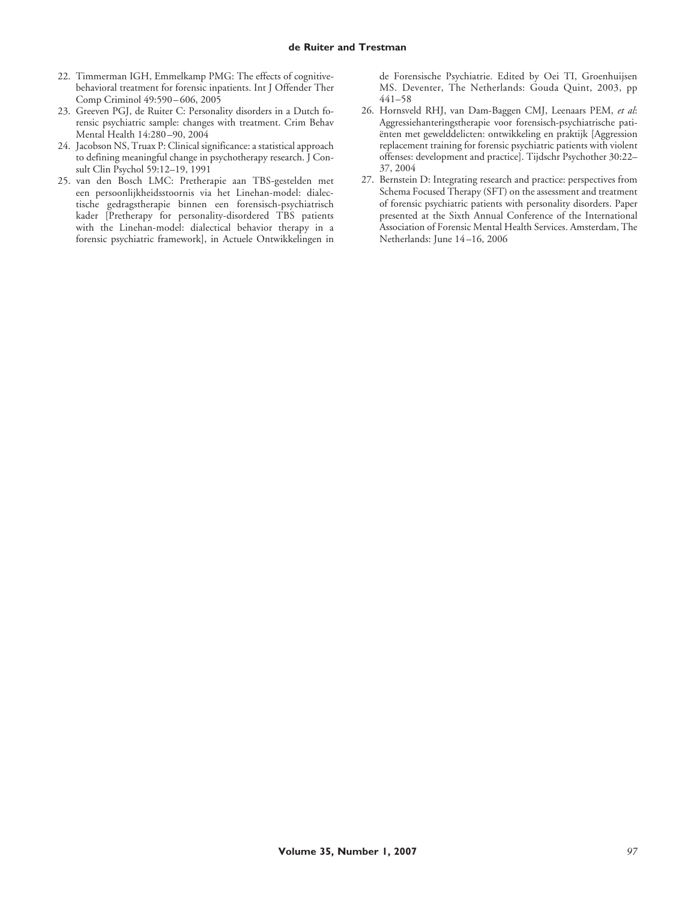22. Timmerman IGH, Emmelkamp PMG: The effects of cognitive-behavioral treatment for forensic inpatients. Int J Offender Ther Comp Criminol 49:590–606, 2005
23. Greeven PGJ, de Ruiter C: Personality disorders in a Dutch forensic psychiatric sample: changes with treatment. Crim Behav Mental Health 14:280–90, 2004
24. Jacobson NS, Truax P: Clinical significance: a statistical approach to defining meaningful change in psychotherapy research. J Consult Clin Psychol 59:12–19, 1991
25. van den Bosch LMC: Pretherapie aan TBS-gestelden met een persoonlijkheidsstoornis via het Linehan-model: dialectische gedragstherapie binnen een forensisch-psychiatrisch kader [Pretherapy for personality-disordered TBS patients with the Linehan-model: dialectical behavior therapy in a forensic psychiatric framework], in Actuele Ontwikkelingen in de Forensische Psychiatrie. Edited by Oei TI, Groenhuijsen MS. Deventer, The Netherlands: Gouda Quint, 2003, pp 441–58
26. Hornsveld RHJ, van Dam-Baggen CMJ, Leenaars PEM, *et al*: Aggressiehanteringstherapie voor forensisch-psychiatrische patiënten met gewelddelicten: ontwikkeling en praktijk [Aggression replacement training for forensic psychiatric patients with violent offenses: development and practice]. Tijdschr Psychother 30:22–37, 2004
27. Bernstein D: Integrating research and practice: perspectives from Schema Focused Therapy (SFT) on the assessment and treatment of forensic psychiatric patients with personality disorders. Paper presented at the Sixth Annual Conference of the International Association of Forensic Mental Health Services. Amsterdam, The Netherlands: June 14–16, 2006